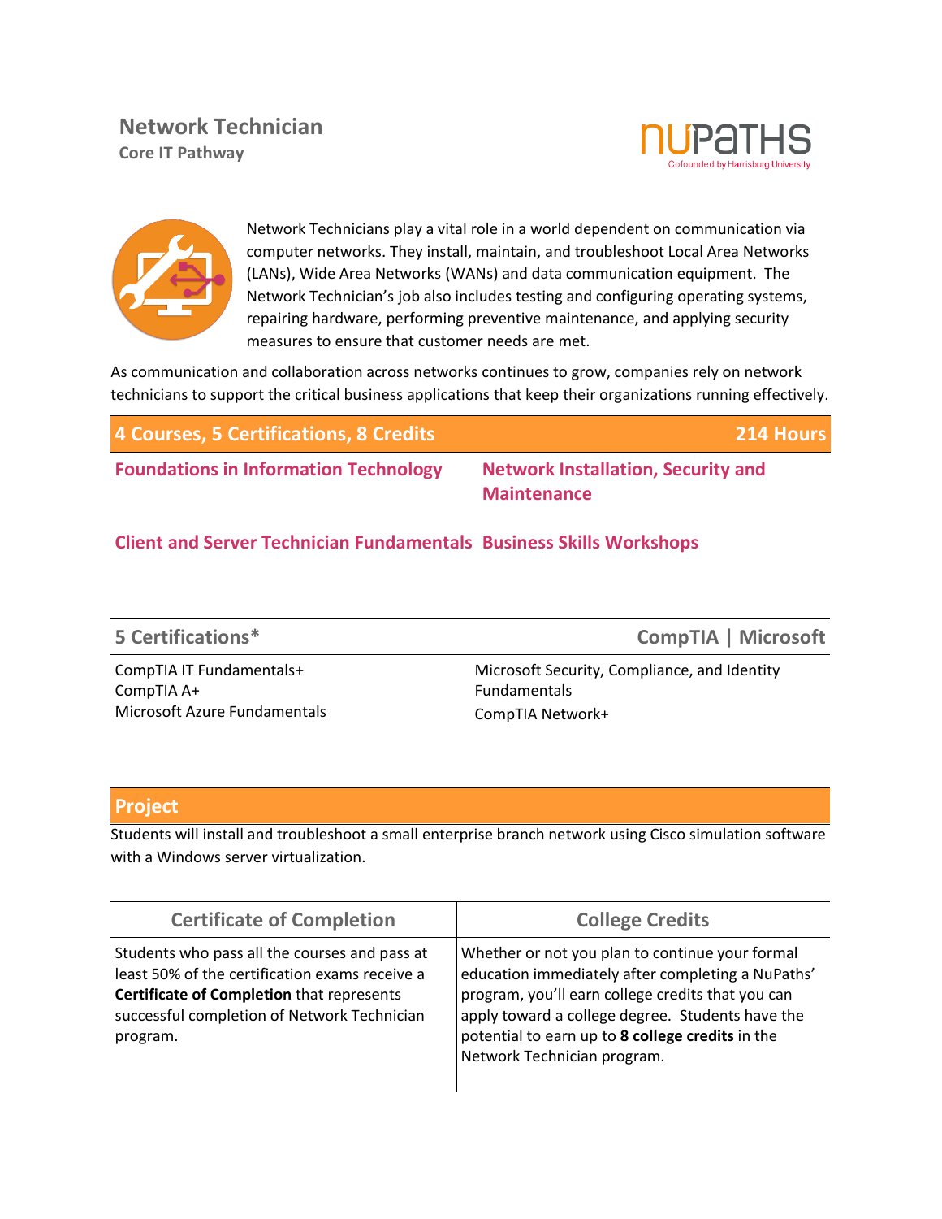# Network Technician

**Core IT Pathway**

nuPaTHS
Cofounded by Harrisburg University

Network Technicians play a vital role in a world dependent on communication via computer networks. They install, maintain, and troubleshoot Local Area Networks (LANs), Wide Area Networks (WANs) and data communication equipment. The Network Technician's job also includes testing and configuring operating systems, repairing hardware, performing preventive maintenance, and applying security measures to ensure that customer needs are met.

As communication and collaboration across networks continues to grow, companies rely on network technicians to support the critical business applications that keep their organizations running effectively.

## 4 Courses, 5 Certifications, 8 Credits — 214 Hours

**Foundations in Information Technology**

**Network Installation, Security and Maintenance**

**Client and Server Technician Fundamentals**

**Business Skills Workshops**

## 5 Certifications* — CompTIA | Microsoft

CompTIA IT Fundamentals+
CompTIA A+
Microsoft Azure Fundamentals
Microsoft Security, Compliance, and Identity Fundamentals
CompTIA Network+

## Project

Students will install and troubleshoot a small enterprise branch network using Cisco simulation software with a Windows server virtualization.

| Certificate of Completion | College Credits |
|---|---|
| Students who pass all the courses and pass at least 50% of the certification exams receive a **Certificate of Completion** that represents successful completion of Network Technician program. | Whether or not you plan to continue your formal education immediately after completing a NuPaths' program, you'll earn college credits that you can apply toward a college degree. Students have the potential to earn up to **8 college credits** in the Network Technician program. |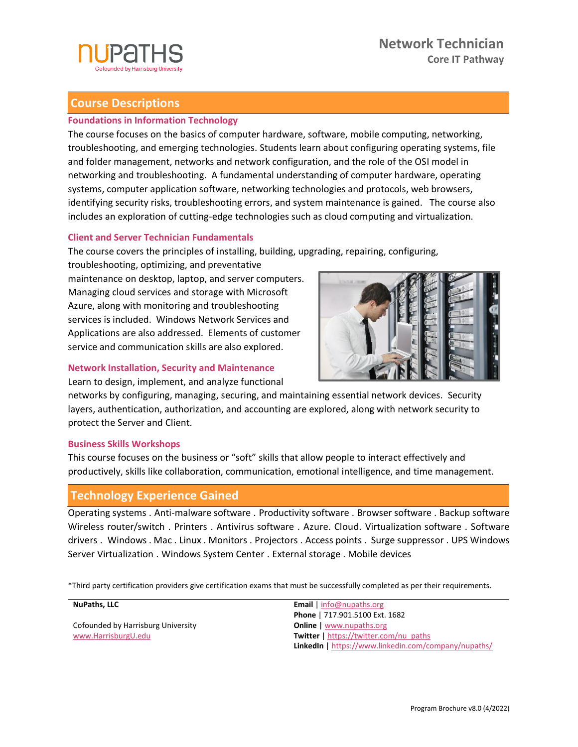# Network Technician

**Core IT Pathway**

## Course Descriptions

### Foundations in Information Technology

The course focuses on the basics of computer hardware, software, mobile computing, networking, troubleshooting, and emerging technologies. Students learn about configuring operating systems, file and folder management, networks and network configuration, and the role of the OSI model in networking and troubleshooting. A fundamental understanding of computer hardware, operating systems, computer application software, networking technologies and protocols, web browsers, identifying security risks, troubleshooting errors, and system maintenance is gained. The course also includes an exploration of cutting-edge technologies such as cloud computing and virtualization.

### Client and Server Technician Fundamentals

The course covers the principles of installing, building, upgrading, repairing, configuring, troubleshooting, optimizing, and preventative maintenance on desktop, laptop, and server computers. Managing cloud services and storage with Microsoft Azure, along with monitoring and troubleshooting services is included. Windows Network Services and Applications are also addressed. Elements of customer service and communication skills are also explored.

### Network Installation, Security and Maintenance

Learn to design, implement, and analyze functional networks by configuring, managing, securing, and maintaining essential network devices. Security layers, authentication, authorization, and accounting are explored, along with network security to protect the Server and Client.

### Business Skills Workshops

This course focuses on the business or "soft" skills that allow people to interact effectively and productively, skills like collaboration, communication, emotional intelligence, and time management.

## Technology Experience Gained

Operating systems . Anti-malware software . Productivity software . Browser software . Backup software Wireless router/switch . Printers . Antivirus software . Azure. Cloud. Virtualization software . Software drivers . Windows . Mac . Linux . Monitors . Projectors . Access points . Surge suppressor . UPS Windows Server Virtualization . Windows System Center . External storage . Mobile devices

*Third party certification providers give certification exams that must be successfully completed as per their requirements.

**NuPaths, LLC**

Cofounded by Harrisburg University
www.HarrisburgU.edu

**Email** | info@nupaths.org
**Phone** | 717.901.5100 Ext. 1682
**Online** | www.nupaths.org
**Twitter** | https://twitter.com/nu_paths
**LinkedIn** | https://www.linkedin.com/company/nupaths/

Program Brochure v8.0 (4/2022)